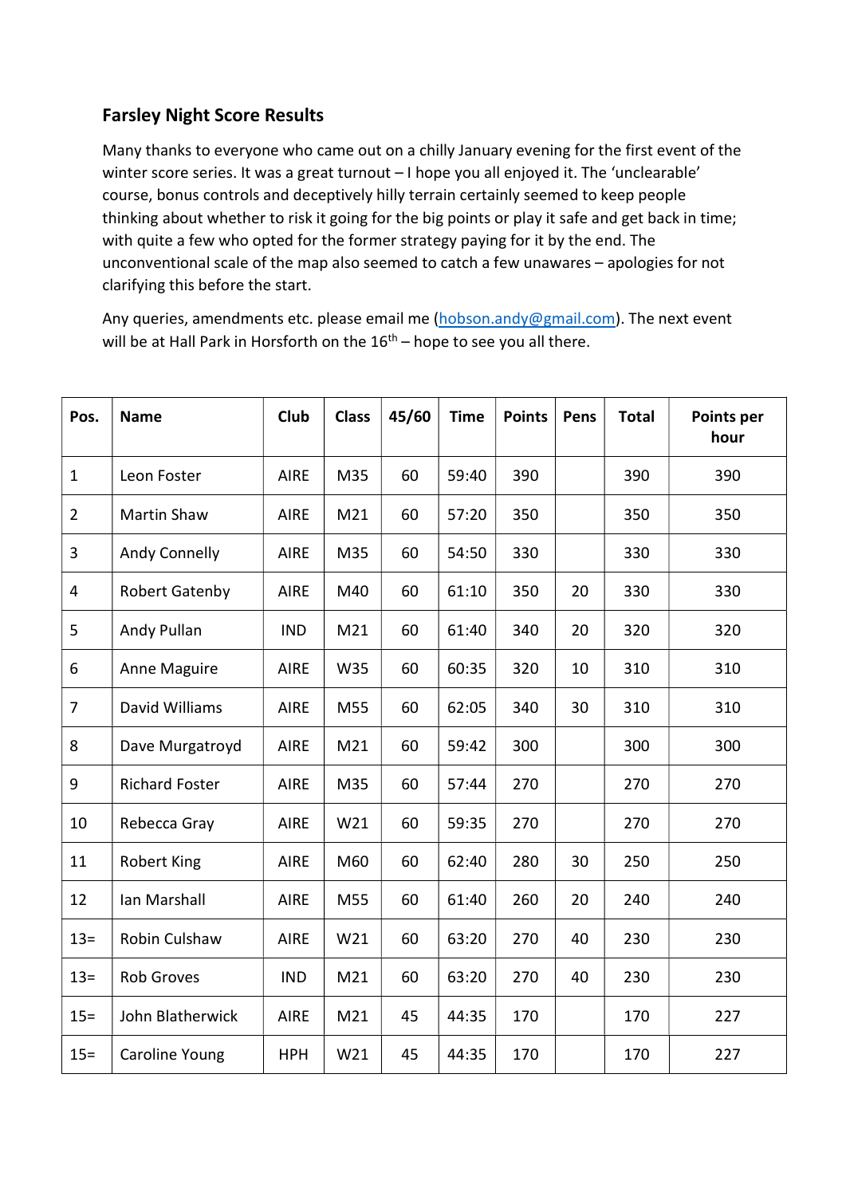## Farsley Night Score Results

Many thanks to everyone who came out on a chilly January evening for the first event of the winter score series. It was a great turnout – I hope you all enjoyed it. The 'unclearable' course, bonus controls and deceptively hilly terrain certainly seemed to keep people thinking about whether to risk it going for the big points or play it safe and get back in time; with quite a few who opted for the former strategy paying for it by the end. The unconventional scale of the map also seemed to catch a few unawares – apologies for not clarifying this before the start.

Any queries, amendments etc. please email me (hobson.andy@gmail.com). The next event will be at Hall Park in Horsforth on the 16th – hope to see you all there.

| Pos. | Name | Club | Class | 45/60 | Time | Points | Pens | Total | Points per hour |
|---|---|---|---|---|---|---|---|---|---|
| 1 | Leon Foster | AIRE | M35 | 60 | 59:40 | 390 | | 390 | 390 |
| 2 | Martin Shaw | AIRE | M21 | 60 | 57:20 | 350 | | 350 | 350 |
| 3 | Andy Connelly | AIRE | M35 | 60 | 54:50 | 330 | | 330 | 330 |
| 4 | Robert Gatenby | AIRE | M40 | 60 | 61:10 | 350 | 20 | 330 | 330 |
| 5 | Andy Pullan | IND | M21 | 60 | 61:40 | 340 | 20 | 320 | 320 |
| 6 | Anne Maguire | AIRE | W35 | 60 | 60:35 | 320 | 10 | 310 | 310 |
| 7 | David Williams | AIRE | M55 | 60 | 62:05 | 340 | 30 | 310 | 310 |
| 8 | Dave Murgatroyd | AIRE | M21 | 60 | 59:42 | 300 | | 300 | 300 |
| 9 | Richard Foster | AIRE | M35 | 60 | 57:44 | 270 | | 270 | 270 |
| 10 | Rebecca Gray | AIRE | W21 | 60 | 59:35 | 270 | | 270 | 270 |
| 11 | Robert King | AIRE | M60 | 60 | 62:40 | 280 | 30 | 250 | 250 |
| 12 | Ian Marshall | AIRE | M55 | 60 | 61:40 | 260 | 20 | 240 | 240 |
| 13= | Robin Culshaw | AIRE | W21 | 60 | 63:20 | 270 | 40 | 230 | 230 |
| 13= | Rob Groves | IND | M21 | 60 | 63:20 | 270 | 40 | 230 | 230 |
| 15= | John Blatherwick | AIRE | M21 | 45 | 44:35 | 170 | | 170 | 227 |
| 15= | Caroline Young | HPH | W21 | 45 | 44:35 | 170 | | 170 | 227 |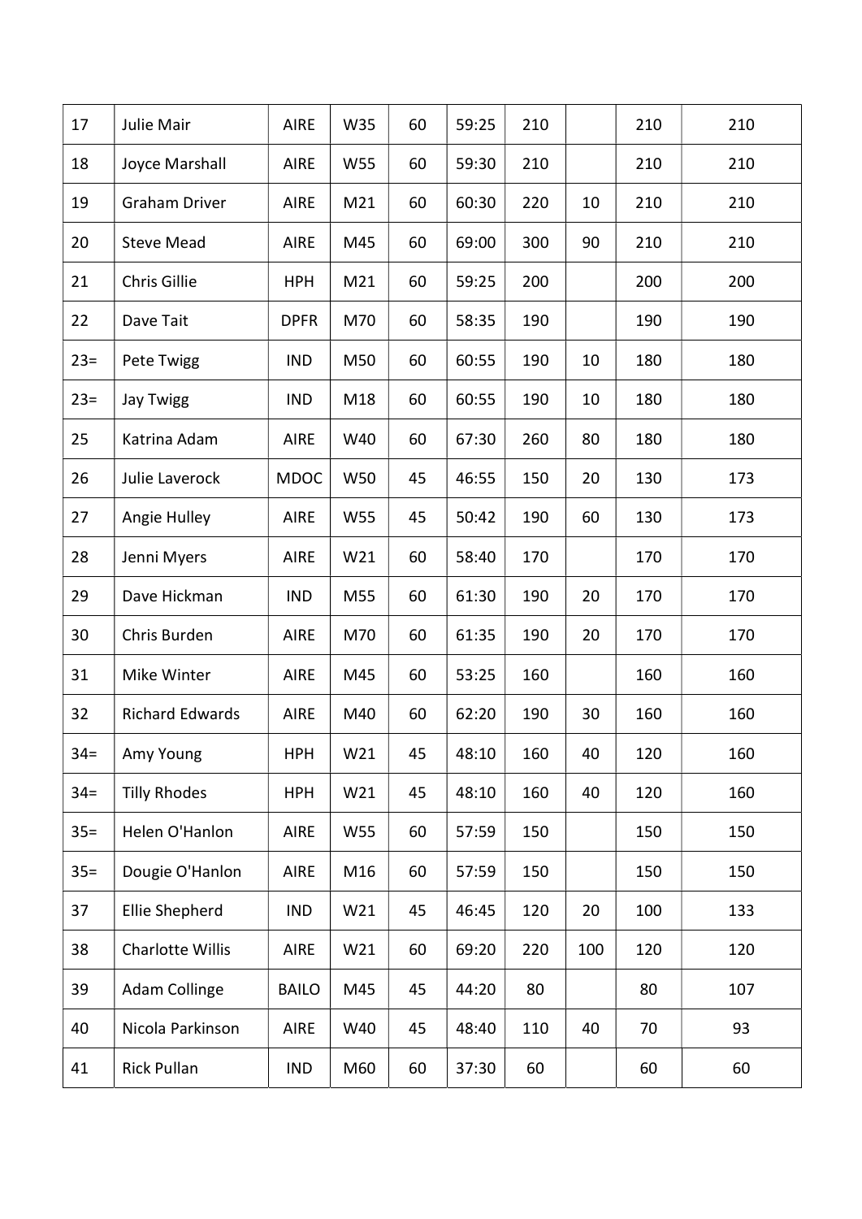| | | | | | | | | | |
|---|---|---|---|---|---|---|---|---|---|
| 17 | Julie Mair | AIRE | W35 | 60 | 59:25 | 210 | | 210 | 210 |
| 18 | Joyce Marshall | AIRE | W55 | 60 | 59:30 | 210 | | 210 | 210 |
| 19 | Graham Driver | AIRE | M21 | 60 | 60:30 | 220 | 10 | 210 | 210 |
| 20 | Steve Mead | AIRE | M45 | 60 | 69:00 | 300 | 90 | 210 | 210 |
| 21 | Chris Gillie | HPH | M21 | 60 | 59:25 | 200 | | 200 | 200 |
| 22 | Dave Tait | DPFR | M70 | 60 | 58:35 | 190 | | 190 | 190 |
| 23= | Pete Twigg | IND | M50 | 60 | 60:55 | 190 | 10 | 180 | 180 |
| 23= | Jay Twigg | IND | M18 | 60 | 60:55 | 190 | 10 | 180 | 180 |
| 25 | Katrina Adam | AIRE | W40 | 60 | 67:30 | 260 | 80 | 180 | 180 |
| 26 | Julie Laverock | MDOC | W50 | 45 | 46:55 | 150 | 20 | 130 | 173 |
| 27 | Angie Hulley | AIRE | W55 | 45 | 50:42 | 190 | 60 | 130 | 173 |
| 28 | Jenni Myers | AIRE | W21 | 60 | 58:40 | 170 | | 170 | 170 |
| 29 | Dave Hickman | IND | M55 | 60 | 61:30 | 190 | 20 | 170 | 170 |
| 30 | Chris Burden | AIRE | M70 | 60 | 61:35 | 190 | 20 | 170 | 170 |
| 31 | Mike Winter | AIRE | M45 | 60 | 53:25 | 160 | | 160 | 160 |
| 32 | Richard Edwards | AIRE | M40 | 60 | 62:20 | 190 | 30 | 160 | 160 |
| 34= | Amy Young | HPH | W21 | 45 | 48:10 | 160 | 40 | 120 | 160 |
| 34= | Tilly Rhodes | HPH | W21 | 45 | 48:10 | 160 | 40 | 120 | 160 |
| 35= | Helen O'Hanlon | AIRE | W55 | 60 | 57:59 | 150 | | 150 | 150 |
| 35= | Dougie O'Hanlon | AIRE | M16 | 60 | 57:59 | 150 | | 150 | 150 |
| 37 | Ellie Shepherd | IND | W21 | 45 | 46:45 | 120 | 20 | 100 | 133 |
| 38 | Charlotte Willis | AIRE | W21 | 60 | 69:20 | 220 | 100 | 120 | 120 |
| 39 | Adam Collinge | BAILO | M45 | 45 | 44:20 | 80 | | 80 | 107 |
| 40 | Nicola Parkinson | AIRE | W40 | 45 | 48:40 | 110 | 40 | 70 | 93 |
| 41 | Rick Pullan | IND | M60 | 60 | 37:30 | 60 | | 60 | 60 |